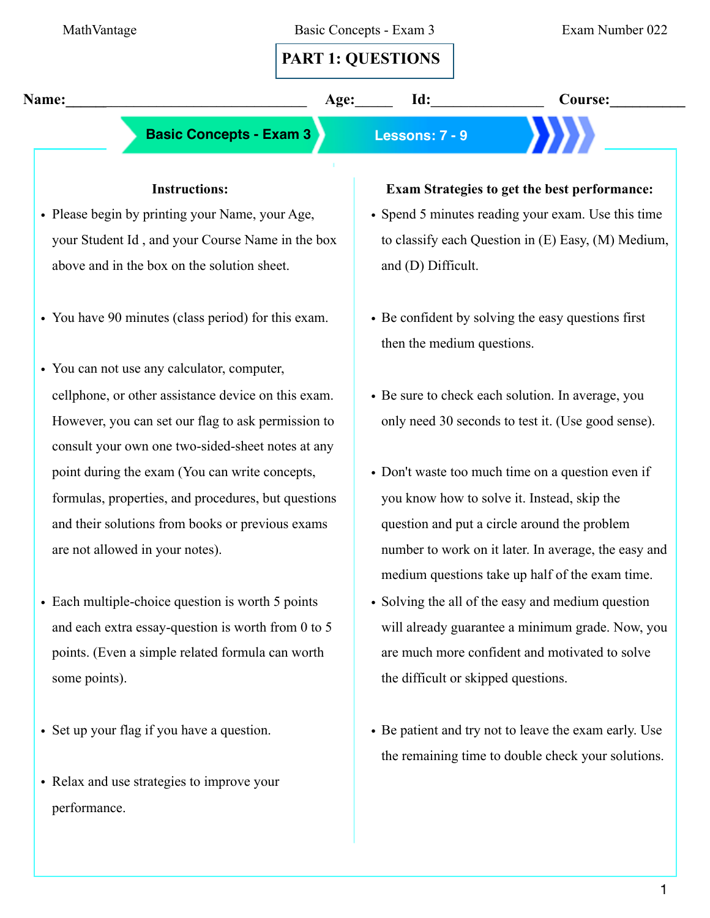# PART 1: QUESTIONS

**Name:**______________________________ **Age:**_____ **Id:**_______________ **Course:**__________

**Basic Concepts - Exam 3** | **Lessons: 7 - 9**

### Instructions:

- Please begin by printing your Name, your Age, your Student Id , and your Course Name in the box above and in the box on the solution sheet.
- You have 90 minutes (class period) for this exam.
- You can not use any calculator, computer, cellphone, or other assistance device on this exam. However, you can set our flag to ask permission to consult your own one two-sided-sheet notes at any point during the exam (You can write concepts, formulas, properties, and procedures, but questions and their solutions from books or previous exams are not allowed in your notes).
- Each multiple-choice question is worth 5 points and each extra essay-question is worth from 0 to 5 points. (Even a simple related formula can worth some points).
- Set up your flag if you have a question.
- Relax and use strategies to improve your performance.

### Exam Strategies to get the best performance:

- Spend 5 minutes reading your exam. Use this time to classify each Question in (E) Easy, (M) Medium, and (D) Difficult.
- Be confident by solving the easy questions first then the medium questions.
- Be sure to check each solution. In average, you only need 30 seconds to test it. (Use good sense).
- Don't waste too much time on a question even if you know how to solve it. Instead, skip the question and put a circle around the problem number to work on it later. In average, the easy and medium questions take up half of the exam time.
- Solving the all of the easy and medium question will already guarantee a minimum grade. Now, you are much more confident and motivated to solve the difficult or skipped questions.
- Be patient and try not to leave the exam early. Use the remaining time to double check your solutions.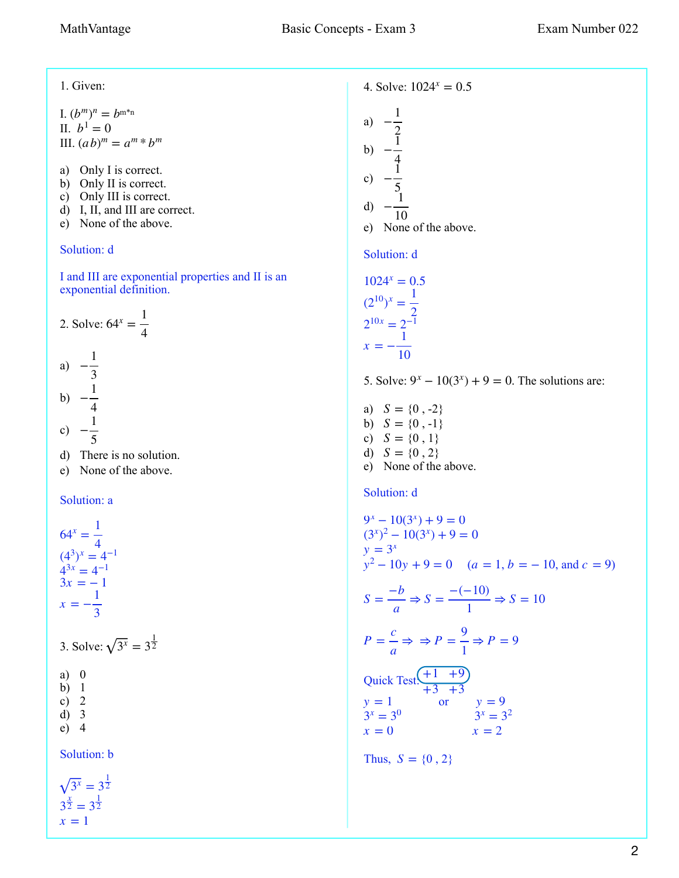1. Given:

I. $(b^m)^n = b^{m*n}$
II. $b^1 = 0$
III. $(ab)^m = a^m * b^m$

a) Only I is correct.
b) Only II is correct.
c) Only III is correct.
d) I, II, and III are correct.
e) None of the above.

Solution: d

I and III are exponential properties and II is an exponential definition.

2. Solve: $64^x = \frac{1}{4}$

a) $-\frac{1}{3}$
b) $-\frac{1}{4}$
c) $-\frac{1}{5}$
d) There is no solution.
e) None of the above.

Solution: a

$64^x = \frac{1}{4}$
$(4^3)^x = 4^{-1}$
$4^{3x} = 4^{-1}$
$3x = -1$
$x = -\frac{1}{3}$

3. Solve: $\sqrt{3^x} = 3^{\frac{1}{2}}$

a) 0
b) 1
c) 2
d) 3
e) 4

Solution: b

$\sqrt{3^x} = 3^{\frac{1}{2}}$
$3^{\frac{x}{2}} = 3^{\frac{1}{2}}$
$x = 1$

4. Solve: $1024^x = 0.5$

a) $-\frac{1}{2}$
b) $-\frac{1}{4}$
c) $-\frac{1}{5}$
d) $-\frac{1}{10}$
e) None of the above.

Solution: d

$1024^x = 0.5$
$(2^{10})^x = \frac{1}{2}$
$2^{10x} = 2^{-1}$
$x = -\frac{1}{10}$

5. Solve: $9^x - 10(3^x) + 9 = 0$. The solutions are:

a) $S = \{0, -2\}$
b) $S = \{0, -1\}$
c) $S = \{0, 1\}$
d) $S = \{0, 2\}$
e) None of the above.

Solution: d

$9^x - 10(3^x) + 9 = 0$
$(3^x)^2 - 10(3^x) + 9 = 0$
$y = 3^x$
$y^2 - 10y + 9 = 0 \quad (a = 1, b = -10, \text{ and } c = 9)$

$S = \frac{-b}{a} \Rightarrow S = \frac{-(-10)}{1} \Rightarrow S = 10$

$P = \frac{c}{a} \Rightarrow \Rightarrow P = \frac{9}{1} \Rightarrow P = 9$

Quick Test: $+1 \quad +9$
$\quad\quad\quad\quad +3 \quad +3$

$y = 1$ or $y = 9$
$3^x = 3^0$ $\quad 3^x = 3^2$
$x = 0$ $\quad x = 2$

Thus, $S = \{0, 2\}$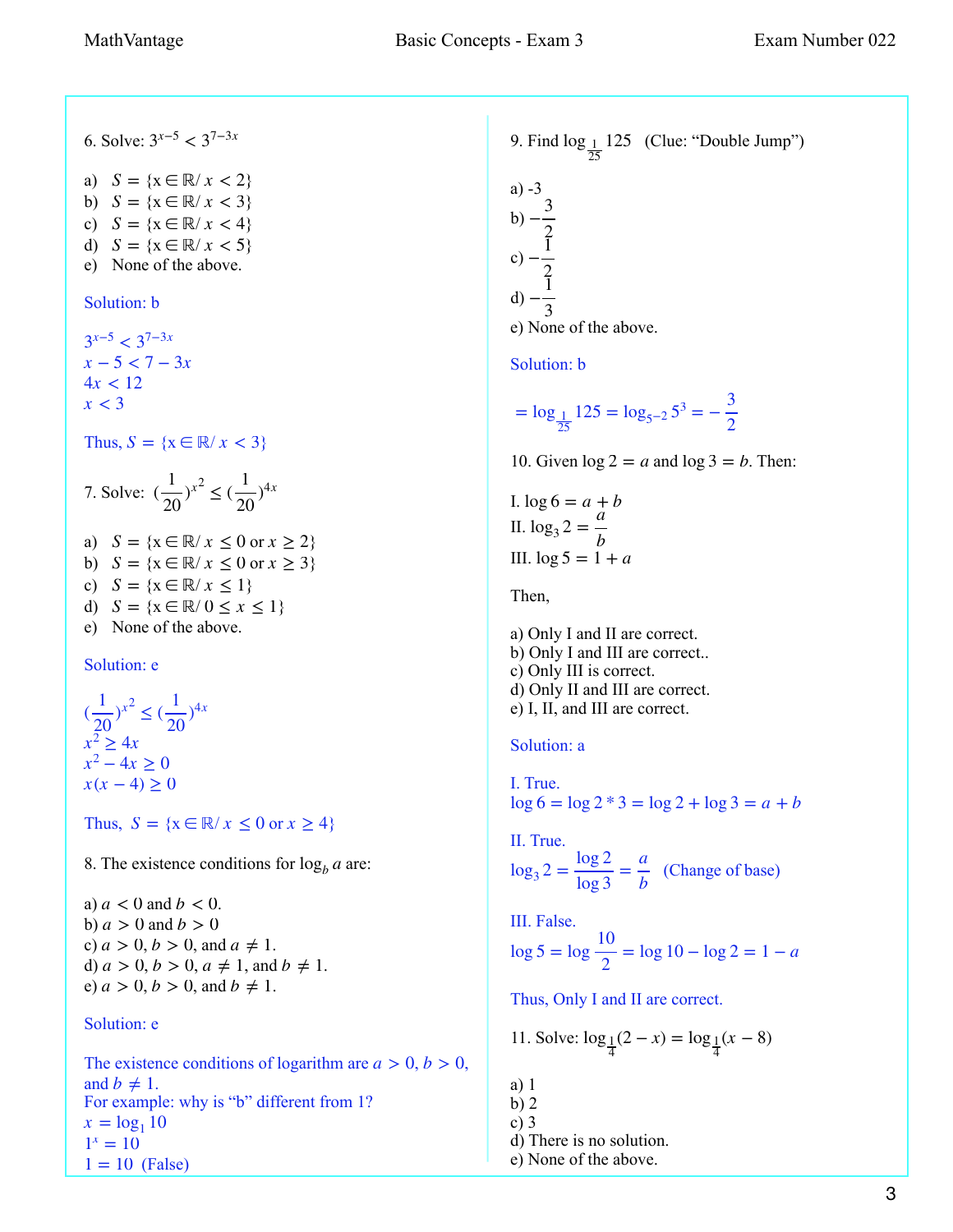6. Solve: $3^{x-5} < 3^{7-3x}$

a) $S = \{x \in \mathbb{R} / x < 2\}$
b) $S = \{x \in \mathbb{R} / x < 3\}$
c) $S = \{x \in \mathbb{R} / x < 4\}$
d) $S = \{x \in \mathbb{R} / x < 5\}$
e) None of the above.

Solution: b

$3^{x-5} < 3^{7-3x}$
$x - 5 < 7 - 3x$
$4x < 12$
$x < 3$

Thus, $S = \{x \in \mathbb{R} / x < 3\}$

7. Solve: $\left(\frac{1}{20}\right)^{x^2} \leq \left(\frac{1}{20}\right)^{4x}$

a) $S = \{x \in \mathbb{R} / x \leq 0 \text{ or } x \geq 2\}$
b) $S = \{x \in \mathbb{R} / x \leq 0 \text{ or } x \geq 3\}$
c) $S = \{x \in \mathbb{R} / x \leq 1\}$
d) $S = \{x \in \mathbb{R} / 0 \leq x \leq 1\}$
e) None of the above.

Solution: e

$\left(\frac{1}{20}\right)^{x^2} \leq \left(\frac{1}{20}\right)^{4x}$
$x^2 \geq 4x$
$x^2 - 4x \geq 0$
$x(x - 4) \geq 0$

Thus, $S = \{x \in \mathbb{R} / x \leq 0 \text{ or } x \geq 4\}$

8. The existence conditions for $\log_b a$ are:

a) $a < 0$ and $b < 0$.
b) $a > 0$ and $b > 0$
c) $a > 0$, $b > 0$, and $a \neq 1$.
d) $a > 0$, $b > 0$, $a \neq 1$, and $b \neq 1$.
e) $a > 0$, $b > 0$, and $b \neq 1$.

Solution: e

The existence conditions of logarithm are $a > 0$, $b > 0$, and $b \neq 1$.
For example: why is "b" different from 1?
$x = \log_1 10$
$1^x = 10$
$1 = 10$ (False)

9. Find $\log_{\frac{1}{25}} 125$ (Clue: "Double Jump")

a) -3
b) $-\frac{3}{2}$
c) $-\frac{1}{2}$
d) $-\frac{1}{3}$
e) None of the above.

Solution: b

$= \log_{\frac{1}{25}} 125 = \log_{5^{-2}} 5^3 = -\frac{3}{2}$

10. Given $\log 2 = a$ and $\log 3 = b$. Then:

I. $\log 6 = a + b$
II. $\log_3 2 = \frac{a}{b}$
III. $\log 5 = 1 + a$

Then,

a) Only I and II are correct.
b) Only I and III are correct..
c) Only III is correct.
d) Only II and III are correct.
e) I, II, and III are correct.

Solution: a

I. True.
$\log 6 = \log 2 * 3 = \log 2 + \log 3 = a + b$

II. True.
$\log_3 2 = \frac{\log 2}{\log 3} = \frac{a}{b}$ (Change of base)

III. False.
$\log 5 = \log \frac{10}{2} = \log 10 - \log 2 = 1 - a$

Thus, Only I and II are correct.

11. Solve: $\log_{\frac{1}{4}}(2 - x) = \log_{\frac{1}{4}}(x - 8)$

a) 1
b) 2
c) 3
d) There is no solution.
e) None of the above.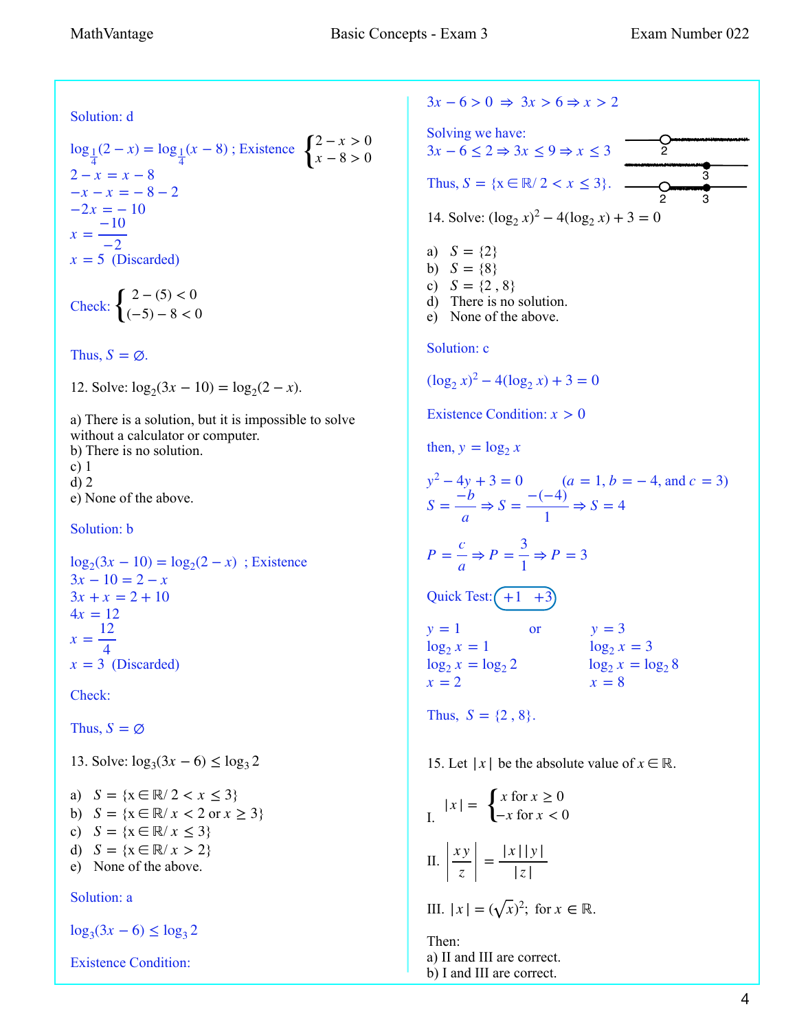Solution: d

$\log_{\frac{1}{4}}(2-x) = \log_{\frac{1}{4}}(x-8)$ ; Existence $\begin{cases} 2-x>0 \\ x-8>0 \end{cases}$

$2 - x = x - 8$
$-x - x = -8 - 2$
$-2x = -10$
$x = \dfrac{-10}{-2}$
$x = 5$ (Discarded)

Check: $\begin{cases} 2-(5)<0 \\ (-5)-8<0 \end{cases}$

Thus, $S = \varnothing$.

12. Solve: $\log_2(3x - 10) = \log_2(2 - x)$.

a) There is a solution, but it is impossible to solve without a calculator or computer.
b) There is no solution.
c) 1
d) 2
e) None of the above.

Solution: b

$\log_2(3x - 10) = \log_2(2 - x)$ ; Existence
$3x - 10 = 2 - x$
$3x + x = 2 + 10$
$4x = 12$
$x = \dfrac{12}{4}$
$x = 3$ (Discarded)

Check:

Thus, $S = \varnothing$

13. Solve: $\log_3(3x - 6) \leq \log_3 2$

a) $S = \{x \in \mathbb{R} / 2 < x \leq 3\}$
b) $S = \{x \in \mathbb{R} / x < 2 \text{ or } x \geq 3\}$
c) $S = \{x \in \mathbb{R} / x \leq 3\}$
d) $S = \{x \in \mathbb{R} / x > 2\}$
e) None of the above.

Solution: a

$\log_3(3x - 6) \leq \log_3 2$

Existence Condition:

$3x - 6 > 0 \Rightarrow 3x > 6 \Rightarrow x > 2$

Solving we have:
$3x - 6 \leq 2 \Rightarrow 3x \leq 9 \Rightarrow x \leq 3$

Thus, $S = \{x \in \mathbb{R} / 2 < x \leq 3\}$.

14. Solve: $(\log_2 x)^2 - 4(\log_2 x) + 3 = 0$

a) $S = \{2\}$
b) $S = \{8\}$
c) $S = \{2, 8\}$
d) There is no solution.
e) None of the above.

Solution: c

$(\log_2 x)^2 - 4(\log_2 x) + 3 = 0$

Existence Condition: $x > 0$

then, $y = \log_2 x$

$y^2 - 4y + 3 = 0 \qquad (a = 1, b = -4, \text{ and } c = 3)$

$S = \dfrac{-b}{a} \Rightarrow S = \dfrac{-(-4)}{1} \Rightarrow S = 4$

$P = \dfrac{c}{a} \Rightarrow P = \dfrac{3}{1} \Rightarrow P = 3$

Quick Test: $+1 \quad +3$

$y = 1$ or $y = 3$

$\log_2 x = 1$ ; $\log_2 x = 3$
$\log_2 x = \log_2 2$ ; $\log_2 x = \log_2 8$
$x = 2$ ; $x = 8$

Thus, $S = \{2, 8\}$.

15. Let $|x|$ be the absolute value of $x \in \mathbb{R}$.

I. $|x| = \begin{cases} x \text{ for } x \geq 0 \\ -x \text{ for } x < 0 \end{cases}$

II. $\left|\dfrac{xy}{z}\right| = \dfrac{|x||y|}{|z|}$

III. $|x| = (\sqrt{x})^2$; for $x \in \mathbb{R}$.

Then:
a) II and III are correct.
b) I and III are correct.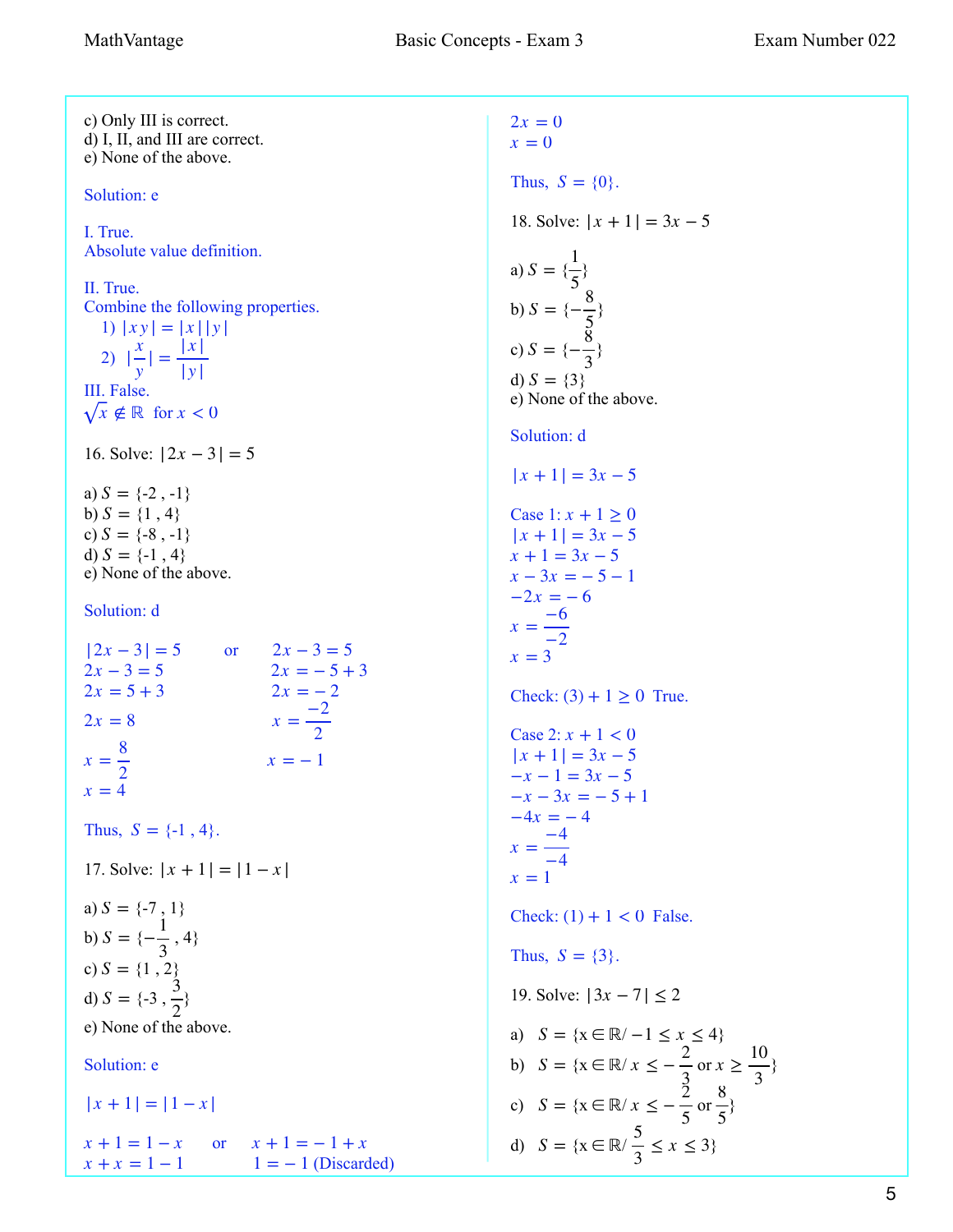c) Only III is correct.
d) I, II, and III are correct.
e) None of the above.

Solution: e

I. True.
Absolute value definition.

II. True.
Combine the following properties.

1) $|xy| = |x||y|$

2) $|\frac{x}{y}| = \frac{|x|}{|y|}$

III. False.
$\sqrt{x} \notin \mathbb{R}$ for $x < 0$

16. Solve: $|2x - 3| = 5$

a) $S = \{-2, -1\}$
b) $S = \{1, 4\}$
c) $S = \{-8, -1\}$
d) $S = \{-1, 4\}$
e) None of the above.

Solution: d

$|2x - 3| = 5$ or

$2x - 3 = 5$
$2x = 5 + 3$
$2x = 8$
$x = \frac{8}{2}$
$x = 4$

$2x - 3 = 5$
$2x = -5 + 3$
$2x = -2$
$x = \frac{-2}{2}$
$x = -1$

Thus, $S = \{-1, 4\}$.

17. Solve: $|x + 1| = |1 - x|$

a) $S = \{-7, 1\}$
b) $S = \{-\frac{1}{3}, 4\}$
c) $S = \{1, 2\}$
d) $S = \{-3, \frac{3}{2}\}$
e) None of the above.

Solution: e

$|x + 1| = |1 - x|$

$x + 1 = 1 - x$ or $x + 1 = -1 + x$

$x + x = 1 - 1$
$2x = 0$
$x = 0$

$1 = -1$ (Discarded)

Thus, $S = \{0\}$.

18. Solve: $|x + 1| = 3x - 5$

a) $S = \{\frac{1}{5}\}$
b) $S = \{-\frac{8}{5}\}$
c) $S = \{-\frac{8}{3}\}$
d) $S = \{3\}$
e) None of the above.

Solution: d

$|x + 1| = 3x - 5$

Case 1: $x + 1 \geq 0$
$|x + 1| = 3x - 5$
$x + 1 = 3x - 5$
$x - 3x = -5 - 1$
$-2x = -6$
$x = \frac{-6}{-2}$
$x = 3$

Check: $(3) + 1 \geq 0$ True.

Case 2: $x + 1 < 0$
$|x + 1| = 3x - 5$
$-x - 1 = 3x - 5$
$-x - 3x = -5 + 1$
$-4x = -4$
$x = \frac{-4}{-4}$
$x = 1$

Check: $(1) + 1 < 0$ False.

Thus, $S = \{3\}$.

19. Solve: $|3x - 7| \leq 2$

a) $S = \{x \in \mathbb{R} / -1 \leq x \leq 4\}$
b) $S = \{x \in \mathbb{R} / x \leq -\frac{2}{3} \text{ or } x \geq \frac{10}{3}\}$
c) $S = \{x \in \mathbb{R} / x \leq -\frac{2}{5} \text{ or } \frac{8}{5}\}$
d) $S = \{x \in \mathbb{R} / \frac{5}{3} \leq x \leq 3\}$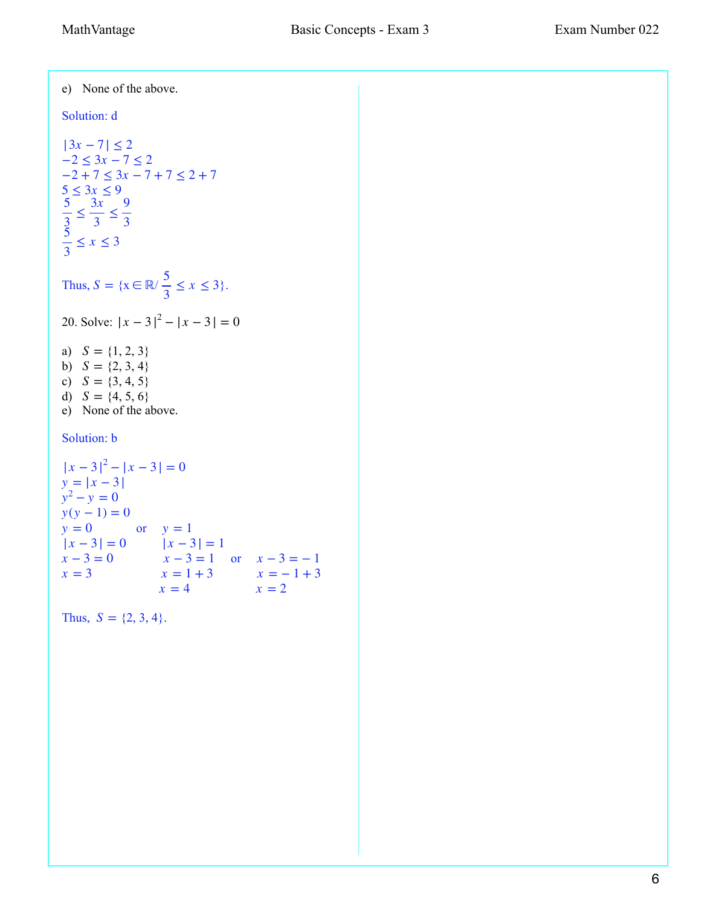e) None of the above.

Solution: d

$|3x - 7| \leq 2$
$-2 \leq 3x - 7 \leq 2$
$-2 + 7 \leq 3x - 7 + 7 \leq 2 + 7$
$5 \leq 3x \leq 9$
$\frac{5}{3} \leq \frac{3x}{3} \leq \frac{9}{3}$
$\frac{5}{3} \leq x \leq 3$

Thus, $S = \{x \in \mathbb{R} / \frac{5}{3} \leq x \leq 3\}$.

20. Solve: $|x - 3|^2 - |x - 3| = 0$

a) $S = \{1, 2, 3\}$
b) $S = \{2, 3, 4\}$
c) $S = \{3, 4, 5\}$
d) $S = \{4, 5, 6\}$
e) None of the above.

Solution: b

$|x - 3|^2 - |x - 3| = 0$
$y = |x - 3|$
$y^2 - y = 0$
$y(y - 1) = 0$

$y = 0$ or $y = 1$

$|x - 3| = 0$ $\quad$ $|x - 3| = 1$

$x - 3 = 0$ $\quad$ $x - 3 = 1$ or $x - 3 = -1$

$x = 3$ $\quad$ $x = 1 + 3$ $\quad$ $x = -1 + 3$

$x = 4$ $\quad$ $x = 2$

Thus, $S = \{2, 3, 4\}$.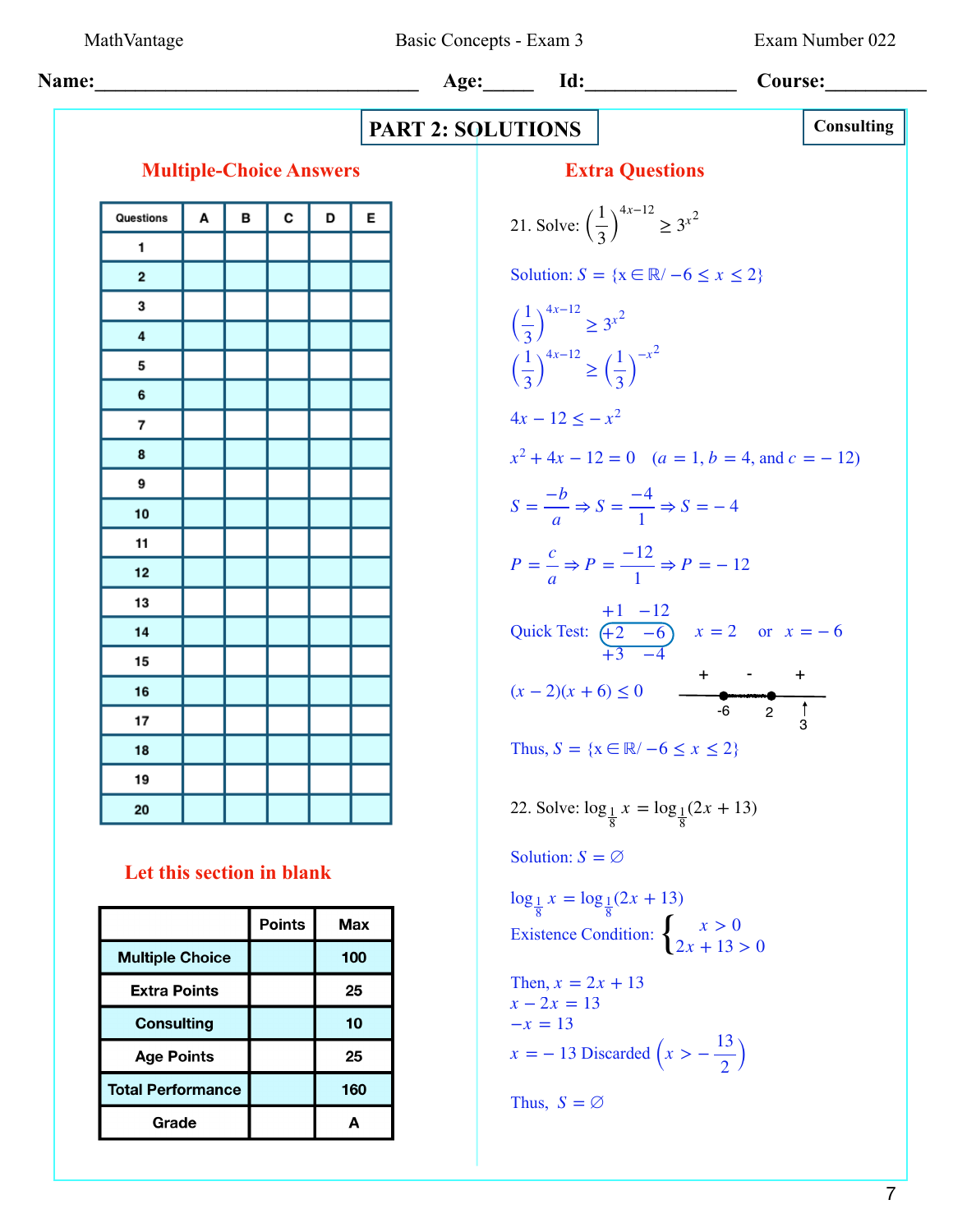MathVantage Basic Concepts - Exam 3 Exam Number 022

**Name:**________________________________ **Age:**_____ **Id:**_______________ **Course:**__________

# PART 2: SOLUTIONS

**Consulting**

## Multiple-Choice Answers

| Questions | A | B | C | D | E |
|---|---|---|---|---|---|
| 1 | | | | | |
| 2 | | | | | |
| 3 | | | | | |
| 4 | | | | | |
| 5 | | | | | |
| 6 | | | | | |
| 7 | | | | | |
| 8 | | | | | |
| 9 | | | | | |
| 10 | | | | | |
| 11 | | | | | |
| 12 | | | | | |
| 13 | | | | | |
| 14 | | | | | |
| 15 | | | | | |
| 16 | | | | | |
| 17 | | | | | |
| 18 | | | | | |
| 19 | | | | | |
| 20 | | | | | |

## Let this section in blank

| | Points | Max |
|---|---|---|
| Multiple Choice | | 100 |
| Extra Points | | 25 |
| Consulting | | 10 |
| Age Points | | 25 |
| Total Performance | | 160 |
| Grade | | A |

## Extra Questions

21. Solve: $\left(\frac{1}{3}\right)^{4x-12} \geq 3^{x^2}$

Solution: $S = \{x \in \mathbb{R} / -6 \leq x \leq 2\}$

$\left(\frac{1}{3}\right)^{4x-12} \geq 3^{x^2}$

$\left(\frac{1}{3}\right)^{4x-12} \geq \left(\frac{1}{3}\right)^{-x^2}$

$4x - 12 \leq -x^2$

$x^2 + 4x - 12 = 0 \quad (a = 1, b = 4, \text{ and } c = -12)$

$S = \frac{-b}{a} \Rightarrow S = \frac{-4}{1} \Rightarrow S = -4$

$P = \frac{c}{a} \Rightarrow P = \frac{-12}{1} \Rightarrow P = -12$

Quick Test:
$+1 \quad -12$
$+2 \quad -6$ (circled)
$+3 \quad -4$

$x = 2$ or $x = -6$

$(x-2)(x+6) \leq 0$

Sign chart: $+$ before $-6$, $-$ between $-6$ and $2$, $+$ after $2$ (test point 3).

Thus, $S = \{x \in \mathbb{R} / -6 \leq x \leq 2\}$

22. Solve: $\log_{\frac{1}{8}} x = \log_{\frac{1}{8}}(2x + 13)$

Solution: $S = \varnothing$

$\log_{\frac{1}{8}} x = \log_{\frac{1}{8}}(2x + 13)$

Existence Condition: $\begin{cases} x > 0 \\ 2x + 13 > 0 \end{cases}$

Then, $x = 2x + 13$

$x - 2x = 13$

$-x = 13$

$x = -13$ Discarded $\left(x > -\frac{13}{2}\right)$

Thus, $S = \varnothing$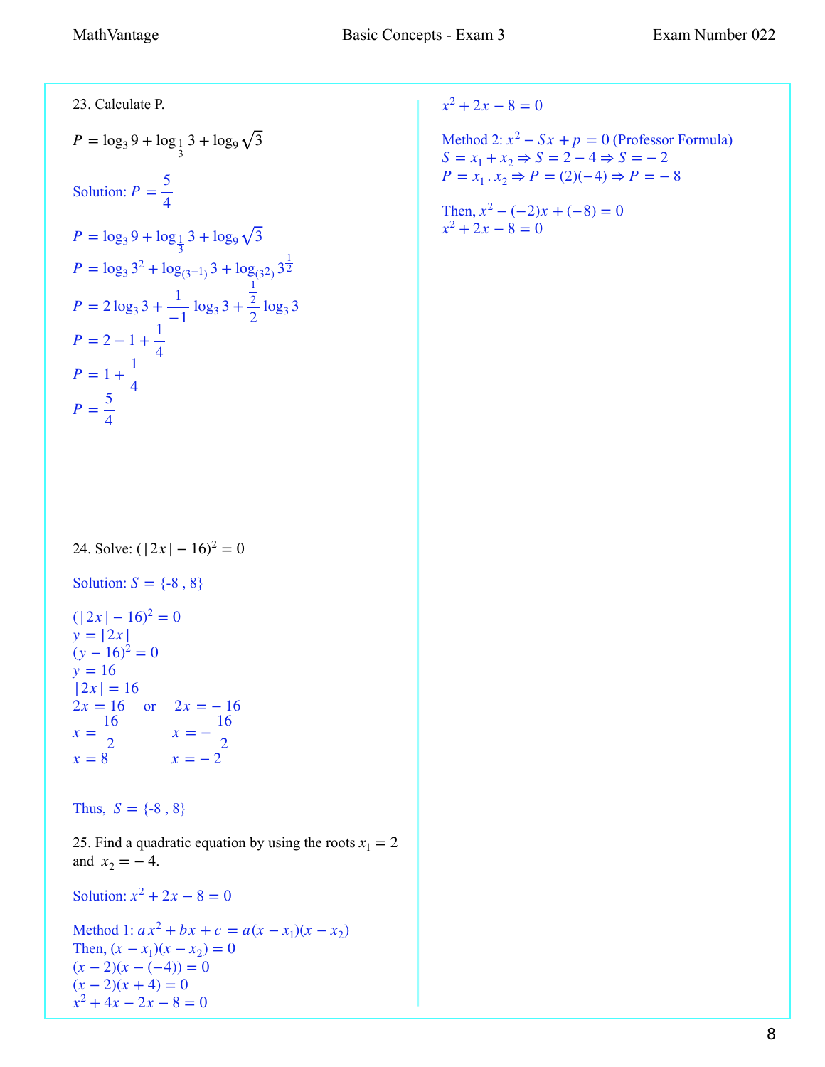23. Calculate P.

$P = \log_3 9 + \log_{\frac{1}{3}} 3 + \log_9 \sqrt{3}$

Solution: $P = \dfrac{5}{4}$

$P = \log_3 9 + \log_{\frac{1}{3}} 3 + \log_9 \sqrt{3}$

$P = \log_3 3^2 + \log_{(3^{-1})} 3 + \log_{(3^2)} 3^{\frac{1}{2}}$

$P = 2\log_3 3 + \dfrac{1}{-1}\log_3 3 + \dfrac{\frac{1}{2}}{2}\log_3 3$

$P = 2 - 1 + \dfrac{1}{4}$

$P = 1 + \dfrac{1}{4}$

$P = \dfrac{5}{4}$

24. Solve: $(|2x| - 16)^2 = 0$

Solution: $S = \{-8 , 8\}$

$(|2x| - 16)^2 = 0$
$y = |2x|$
$(y - 16)^2 = 0$
$y = 16$
$|2x| = 16$
$2x = 16$ or $2x = -16$

$x = \dfrac{16}{2}$ $\quad$ $x = -\dfrac{16}{2}$

$x = 8$ $\quad$ $x = -2$

Thus, $S = \{-8 , 8\}$

25. Find a quadratic equation by using the roots $x_1 = 2$ and $x_2 = -4$.

Solution: $x^2 + 2x - 8 = 0$

Method 1: $ax^2 + bx + c = a(x - x_1)(x - x_2)$
Then, $(x - x_1)(x - x_2) = 0$
$(x - 2)(x - (-4)) = 0$
$(x - 2)(x + 4) = 0$
$x^2 + 4x - 2x - 8 = 0$
$x^2 + 2x - 8 = 0$

Method 2: $x^2 - Sx + p = 0$ (Professor Formula)
$S = x_1 + x_2 \Rightarrow S = 2 - 4 \Rightarrow S = -2$
$P = x_1 . x_2 \Rightarrow P = (2)(-4) \Rightarrow P = -8$

Then, $x^2 - (-2)x + (-8) = 0$
$x^2 + 2x - 8 = 0$